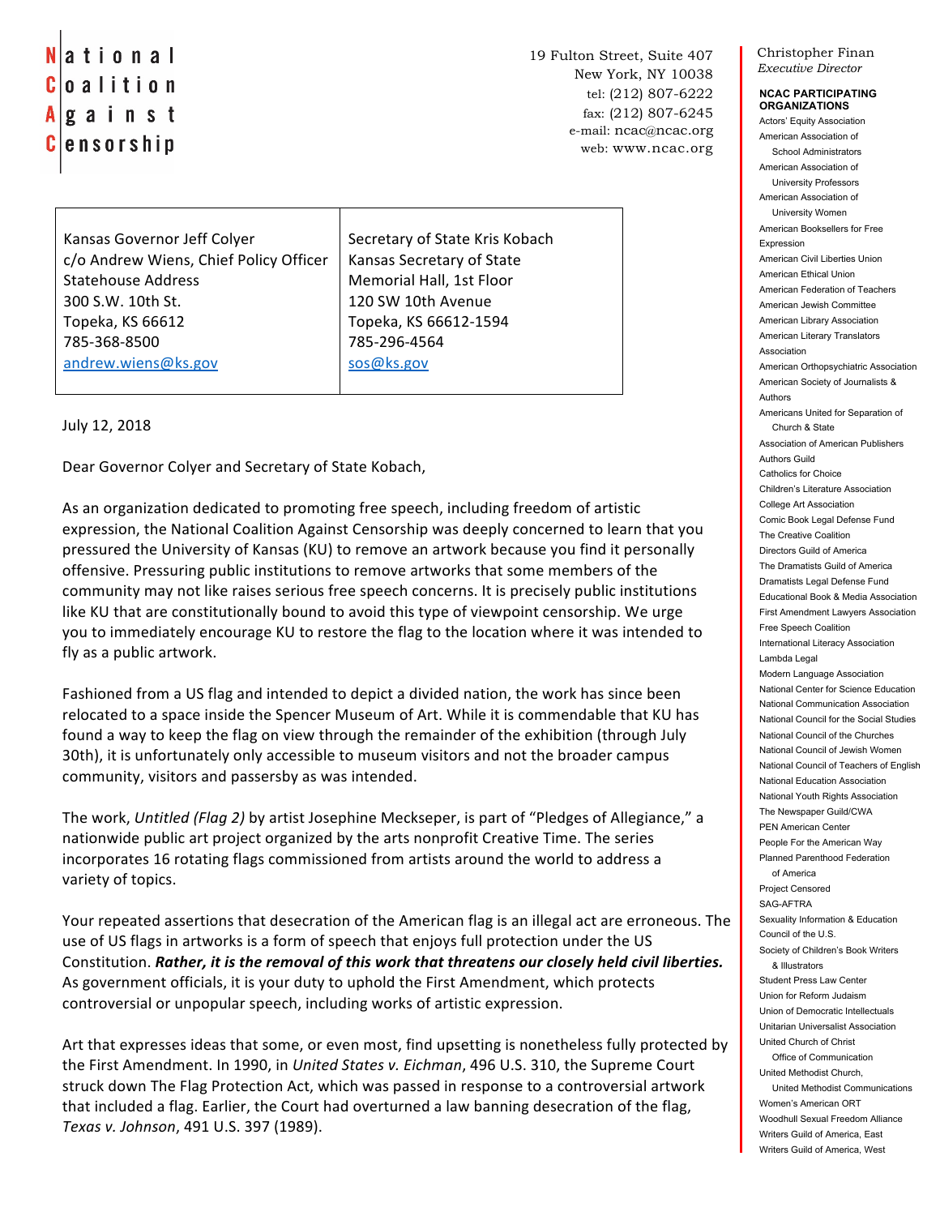# National Coalition Against Censorship

19 Fulton Street, Suite 407
New York, NY 10038
tel: (212) 807-6222
fax: (212) 807-6245
e-mail: ncac@ncac.org
web: www.ncac.org

Christopher Finan
*Executive Director*

**NCAC PARTICIPATING ORGANIZATIONS**

Actors' Equity Association
American Association of School Administrators
American Association of University Professors
American Association of University Women
American Booksellers for Free Expression
American Civil Liberties Union
American Ethical Union
American Federation of Teachers
American Jewish Committee
American Library Association
American Literary Translators Association
American Orthopsychiatric Association
American Society of Journalists & Authors
Americans United for Separation of Church & State
Association of American Publishers
Authors Guild
Catholics for Choice
Children's Literature Association
College Art Association
Comic Book Legal Defense Fund
The Creative Coalition
Directors Guild of America
The Dramatists Guild of America
Dramatists Legal Defense Fund
Educational Book & Media Association
First Amendment Lawyers Association
Free Speech Coalition
International Literacy Association
Lambda Legal
Modern Language Association
National Center for Science Education
National Communication Association
National Council for the Social Studies
National Council of the Churches
National Council of Jewish Women
National Council of Teachers of English
National Education Association
National Youth Rights Association
The Newspaper Guild/CWA
PEN American Center
People For the American Way
Planned Parenthood Federation of America
Project Censored
SAG-AFTRA
Sexuality Information & Education Council of the U.S.
Society of Children's Book Writers & Illustrators
Student Press Law Center
Union for Reform Judaism
Union of Democratic Intellectuals
Unitarian Universalist Association
United Church of Christ Office of Communication
United Methodist Church, United Methodist Communications
Women's American ORT
Woodhull Sexual Freedom Alliance
Writers Guild of America, East
Writers Guild of America, West

| Kansas Governor Jeff Colyer | Secretary of State Kris Kobach |
|---|---|
| c/o Andrew Wiens, Chief Policy Officer | Kansas Secretary of State |
| Statehouse Address | Memorial Hall, 1st Floor |
| 300 S.W. 10th St. | 120 SW 10th Avenue |
| Topeka, KS 66612 | Topeka, KS 66612-1594 |
| 785-368-8500 | 785-296-4564 |
| andrew.wiens@ks.gov | sos@ks.gov |

July 12, 2018

Dear Governor Colyer and Secretary of State Kobach,

As an organization dedicated to promoting free speech, including freedom of artistic expression, the National Coalition Against Censorship was deeply concerned to learn that you pressured the University of Kansas (KU) to remove an artwork because you find it personally offensive. Pressuring public institutions to remove artworks that some members of the community may not like raises serious free speech concerns. It is precisely public institutions like KU that are constitutionally bound to avoid this type of viewpoint censorship. We urge you to immediately encourage KU to restore the flag to the location where it was intended to fly as a public artwork.

Fashioned from a US flag and intended to depict a divided nation, the work has since been relocated to a space inside the Spencer Museum of Art. While it is commendable that KU has found a way to keep the flag on view through the remainder of the exhibition (through July 30th), it is unfortunately only accessible to museum visitors and not the broader campus community, visitors and passersby as was intended.

The work, *Untitled (Flag 2)* by artist Josephine Meckseper, is part of "Pledges of Allegiance," a nationwide public art project organized by the arts nonprofit Creative Time. The series incorporates 16 rotating flags commissioned from artists around the world to address a variety of topics.

Your repeated assertions that desecration of the American flag is an illegal act are erroneous. The use of US flags in artworks is a form of speech that enjoys full protection under the US Constitution. ***Rather, it is the removal of this work that threatens our closely held civil liberties.*** As government officials, it is your duty to uphold the First Amendment, which protects controversial or unpopular speech, including works of artistic expression.

Art that expresses ideas that some, or even most, find upsetting is nonetheless fully protected by the First Amendment. In 1990, in *United States v. Eichman*, 496 U.S. 310, the Supreme Court struck down The Flag Protection Act, which was passed in response to a controversial artwork that included a flag. Earlier, the Court had overturned a law banning desecration of the flag, *Texas v. Johnson*, 491 U.S. 397 (1989).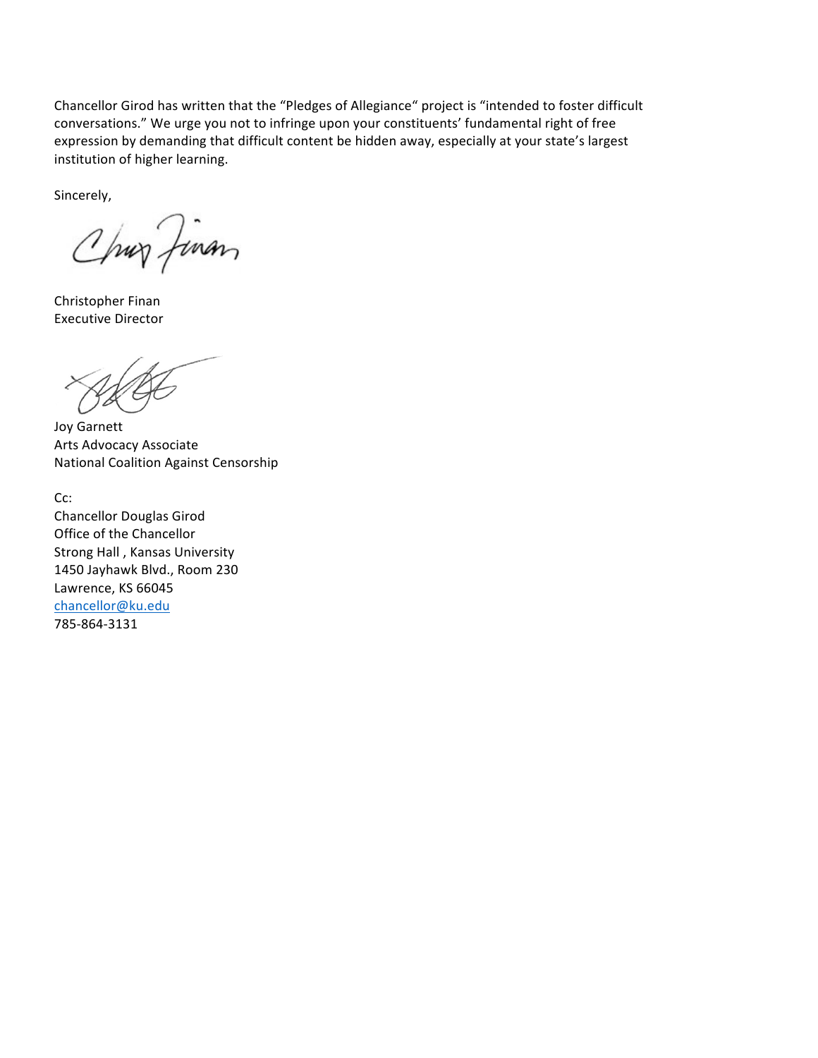Chancellor Girod has written that the "Pledges of Allegiance" project is "intended to foster difficult conversations." We urge you not to infringe upon your constituents' fundamental right of free expression by demanding that difficult content be hidden away, especially at your state's largest institution of higher learning.

Sincerely,

Christopher Finan
Executive Director

Joy Garnett
Arts Advocacy Associate
National Coalition Against Censorship

Cc:
Chancellor Douglas Girod
Office of the Chancellor
Strong Hall , Kansas University
1450 Jayhawk Blvd., Room 230
Lawrence, KS 66045
chancellor@ku.edu
785-864-3131